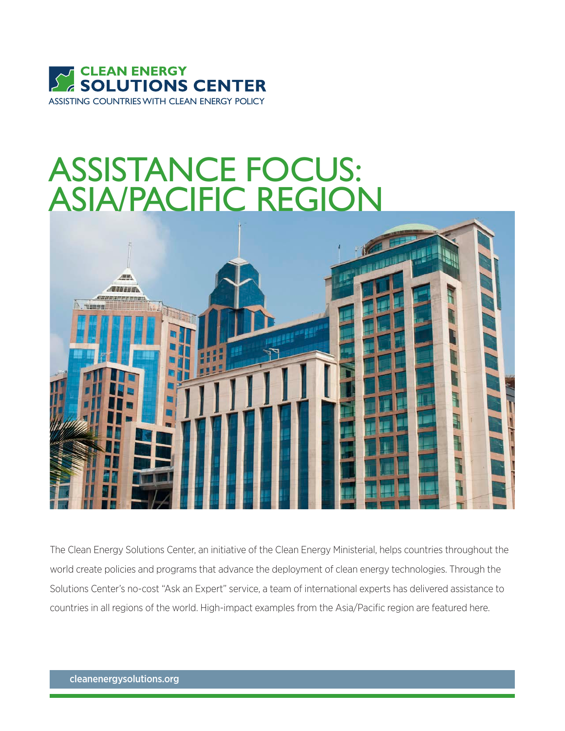CLEAN ENERGY
**SOLUTIONS CENTER**
ASSISTING COUNTRIES WITH CLEAN ENERGY POLICY

# ASSISTANCE FOCUS: ASIA/PACIFIC REGION

The Clean Energy Solutions Center, an initiative of the Clean Energy Ministerial, helps countries throughout the world create policies and programs that advance the deployment of clean energy technologies. Through the Solutions Center's no-cost "Ask an Expert" service, a team of international experts has delivered assistance to countries in all regions of the world. High-impact examples from the Asia/Pacific region are featured here.

**cleanenergysolutions.org**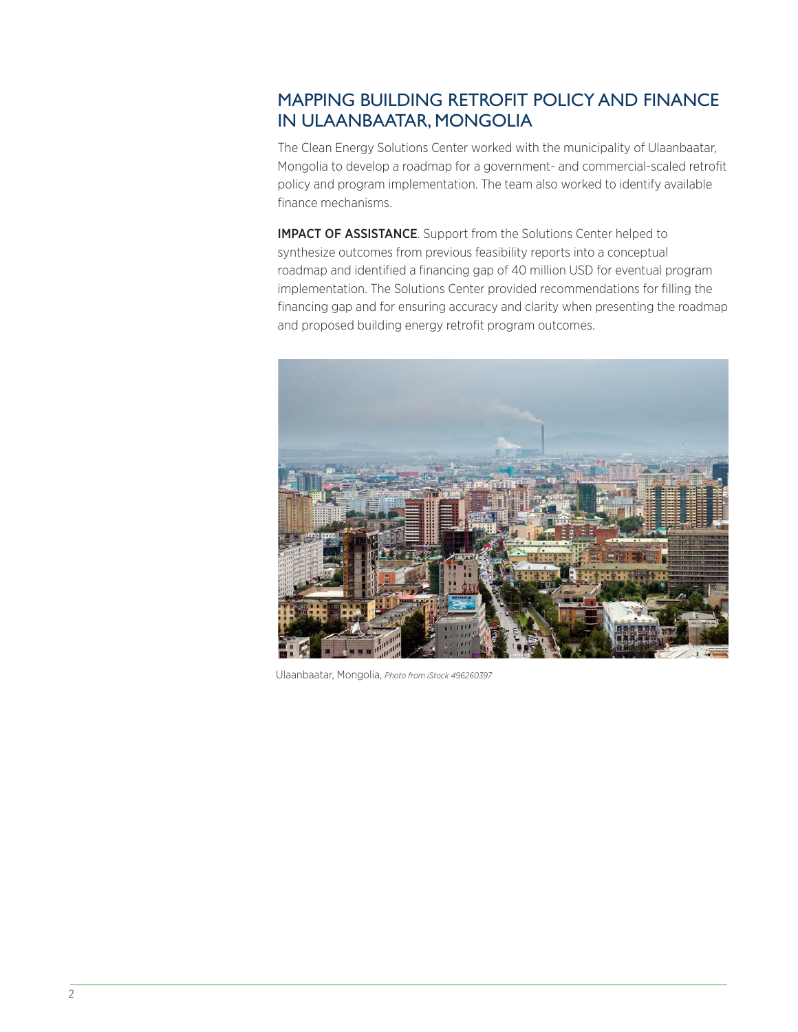## MAPPING BUILDING RETROFIT POLICY AND FINANCE IN ULAANBAATAR, MONGOLIA

The Clean Energy Solutions Center worked with the municipality of Ulaanbaatar, Mongolia to develop a roadmap for a government- and commercial-scaled retrofit policy and program implementation. The team also worked to identify available finance mechanisms.

**IMPACT OF ASSISTANCE**. Support from the Solutions Center helped to synthesize outcomes from previous feasibility reports into a conceptual roadmap and identified a financing gap of 40 million USD for eventual program implementation. The Solutions Center provided recommendations for filling the financing gap and for ensuring accuracy and clarity when presenting the roadmap and proposed building energy retrofit program outcomes.

Ulaanbaatar, Mongolia, *Photo from iStock 496260397*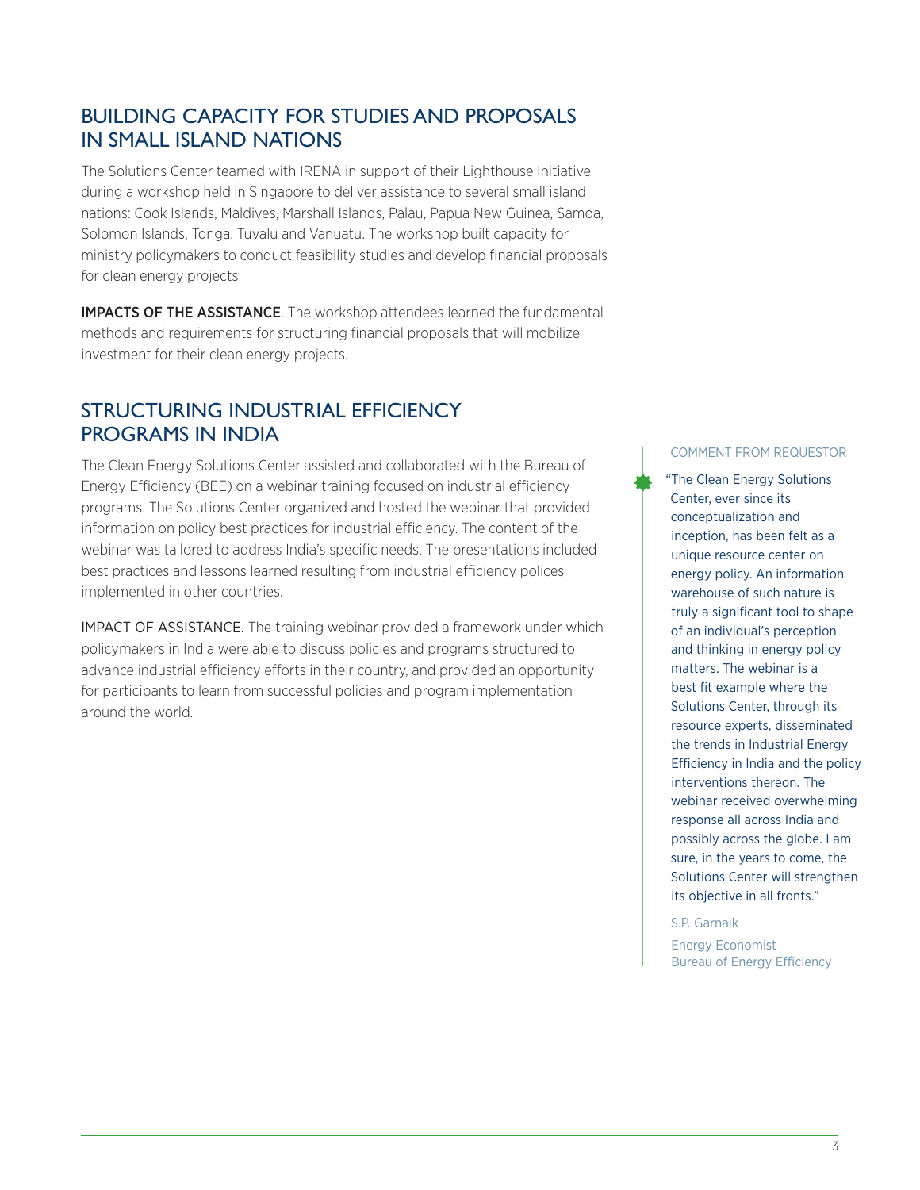## BUILDING CAPACITY FOR STUDIES AND PROPOSALS IN SMALL ISLAND NATIONS

The Solutions Center teamed with IRENA in support of their Lighthouse Initiative during a workshop held in Singapore to deliver assistance to several small island nations: Cook Islands, Maldives, Marshall Islands, Palau, Papua New Guinea, Samoa, Solomon Islands, Tonga, Tuvalu and Vanuatu. The workshop built capacity for ministry policymakers to conduct feasibility studies and develop financial proposals for clean energy projects.

IMPACTS OF THE ASSISTANCE. The workshop attendees learned the fundamental methods and requirements for structuring financial proposals that will mobilize investment for their clean energy projects.

## STRUCTURING INDUSTRIAL EFFICIENCY PROGRAMS IN INDIA

The Clean Energy Solutions Center assisted and collaborated with the Bureau of Energy Efficiency (BEE) on a webinar training focused on industrial efficiency programs. The Solutions Center organized and hosted the webinar that provided information on policy best practices for industrial efficiency. The content of the webinar was tailored to address India's specific needs. The presentations included best practices and lessons learned resulting from industrial efficiency polices implemented in other countries.

IMPACT OF ASSISTANCE. The training webinar provided a framework under which policymakers in India were able to discuss policies and programs structured to advance industrial efficiency efforts in their country, and provided an opportunity for participants to learn from successful policies and program implementation around the world.

COMMENT FROM REQUESTOR

"The Clean Energy Solutions Center, ever since its conceptualization and inception, has been felt as a unique resource center on energy policy. An information warehouse of such nature is truly a significant tool to shape of an individual's perception and thinking in energy policy matters. The webinar is a best fit example where the Solutions Center, through its resource experts, disseminated the trends in Industrial Energy Efficiency in India and the policy interventions thereon. The webinar received overwhelming response all across India and possibly across the globe. I am sure, in the years to come, the Solutions Center will strengthen its objective in all fronts."

S.P. Garnaik

Energy Economist
Bureau of Energy Efficiency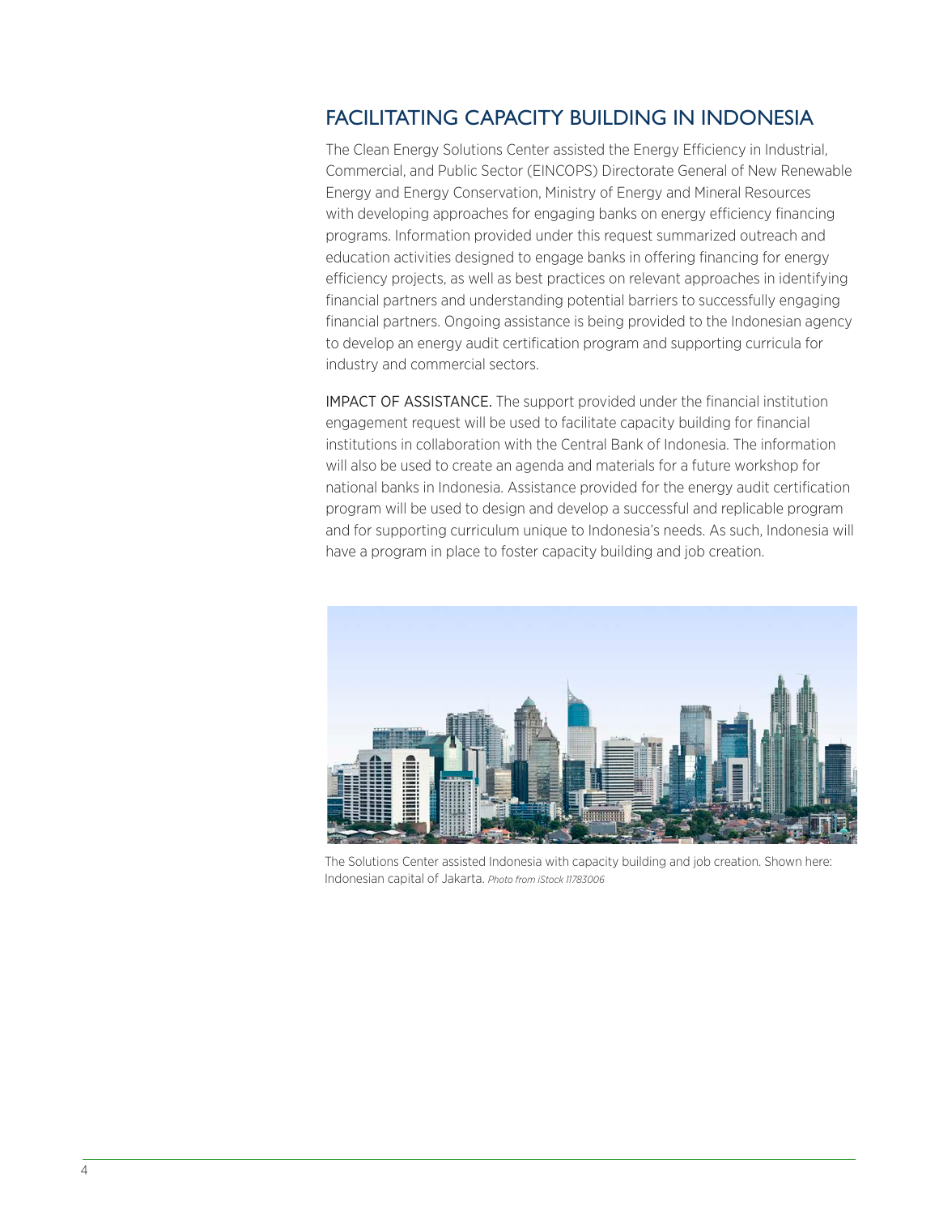## FACILITATING CAPACITY BUILDING IN INDONESIA

The Clean Energy Solutions Center assisted the Energy Efficiency in Industrial, Commercial, and Public Sector (EINCOPS) Directorate General of New Renewable Energy and Energy Conservation, Ministry of Energy and Mineral Resources with developing approaches for engaging banks on energy efficiency financing programs. Information provided under this request summarized outreach and education activities designed to engage banks in offering financing for energy efficiency projects, as well as best practices on relevant approaches in identifying financial partners and understanding potential barriers to successfully engaging financial partners. Ongoing assistance is being provided to the Indonesian agency to develop an energy audit certification program and supporting curricula for industry and commercial sectors.

IMPACT OF ASSISTANCE. The support provided under the financial institution engagement request will be used to facilitate capacity building for financial institutions in collaboration with the Central Bank of Indonesia. The information will also be used to create an agenda and materials for a future workshop for national banks in Indonesia. Assistance provided for the energy audit certification program will be used to design and develop a successful and replicable program and for supporting curriculum unique to Indonesia's needs. As such, Indonesia will have a program in place to foster capacity building and job creation.

The Solutions Center assisted Indonesia with capacity building and job creation. Shown here: Indonesian capital of Jakarta. *Photo from iStock 11783006*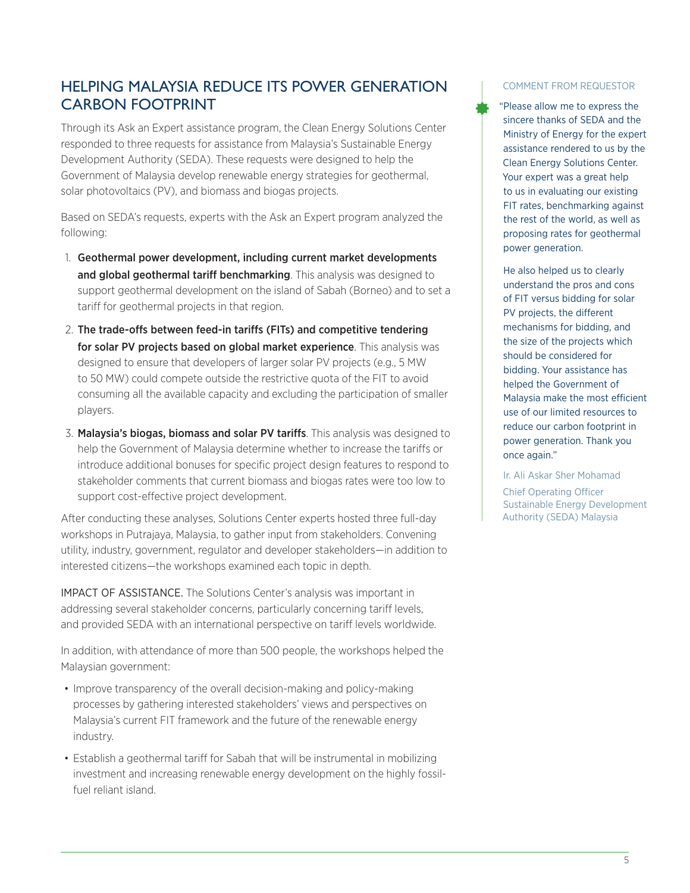## HELPING MALAYSIA REDUCE ITS POWER GENERATION CARBON FOOTPRINT

Through its Ask an Expert assistance program, the Clean Energy Solutions Center responded to three requests for assistance from Malaysia's Sustainable Energy Development Authority (SEDA). These requests were designed to help the Government of Malaysia develop renewable energy strategies for geothermal, solar photovoltaics (PV), and biomass and biogas projects.

Based on SEDA's requests, experts with the Ask an Expert program analyzed the following:

1. **Geothermal power development, including current market developments and global geothermal tariff benchmarking**. This analysis was designed to support geothermal development on the island of Sabah (Borneo) and to set a tariff for geothermal projects in that region.
2. **The trade-offs between feed-in tariffs (FITs) and competitive tendering for solar PV projects based on global market experience**. This analysis was designed to ensure that developers of larger solar PV projects (e.g., 5 MW to 50 MW) could compete outside the restrictive quota of the FIT to avoid consuming all the available capacity and excluding the participation of smaller players.
3. **Malaysia's biogas, biomass and solar PV tariffs**. This analysis was designed to help the Government of Malaysia determine whether to increase the tariffs or introduce additional bonuses for specific project design features to respond to stakeholder comments that current biomass and biogas rates were too low to support cost-effective project development.

After conducting these analyses, Solutions Center experts hosted three full-day workshops in Putrajaya, Malaysia, to gather input from stakeholders. Convening utility, industry, government, regulator and developer stakeholders—in addition to interested citizens—the workshops examined each topic in depth.

IMPACT OF ASSISTANCE. The Solutions Center's analysis was important in addressing several stakeholder concerns, particularly concerning tariff levels, and provided SEDA with an international perspective on tariff levels worldwide.

In addition, with attendance of more than 500 people, the workshops helped the Malaysian government:

- Improve transparency of the overall decision-making and policy-making processes by gathering interested stakeholders' views and perspectives on Malaysia's current FIT framework and the future of the renewable energy industry.
- Establish a geothermal tariff for Sabah that will be instrumental in mobilizing investment and increasing renewable energy development on the highly fossil-fuel reliant island.

COMMENT FROM REQUESTOR

"Please allow me to express the sincere thanks of SEDA and the Ministry of Energy for the expert assistance rendered to us by the Clean Energy Solutions Center. Your expert was a great help to us in evaluating our existing FIT rates, benchmarking against the rest of the world, as well as proposing rates for geothermal power generation.

He also helped us to clearly understand the pros and cons of FIT versus bidding for solar PV projects, the different mechanisms for bidding, and the size of the projects which should be considered for bidding. Your assistance has helped the Government of Malaysia make the most efficient use of our limited resources to reduce our carbon footprint in power generation. Thank you once again."

Ir. Ali Askar Sher Mohamad

Chief Operating Officer
Sustainable Energy Development Authority (SEDA) Malaysia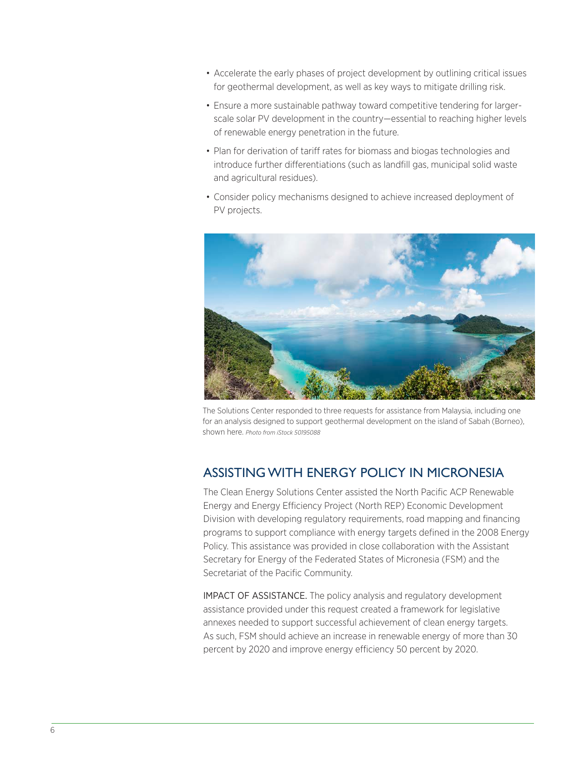- Accelerate the early phases of project development by outlining critical issues for geothermal development, as well as key ways to mitigate drilling risk.
- Ensure a more sustainable pathway toward competitive tendering for larger-scale solar PV development in the country—essential to reaching higher levels of renewable energy penetration in the future.
- Plan for derivation of tariff rates for biomass and biogas technologies and introduce further differentiations (such as landfill gas, municipal solid waste and agricultural residues).
- Consider policy mechanisms designed to achieve increased deployment of PV projects.

The Solutions Center responded to three requests for assistance from Malaysia, including one for an analysis designed to support geothermal development on the island of Sabah (Borneo), shown here. *Photo from iStock 50195088*

## ASSISTING WITH ENERGY POLICY IN MICRONESIA

The Clean Energy Solutions Center assisted the North Pacific ACP Renewable Energy and Energy Efficiency Project (North REP) Economic Development Division with developing regulatory requirements, road mapping and financing programs to support compliance with energy targets defined in the 2008 Energy Policy. This assistance was provided in close collaboration with the Assistant Secretary for Energy of the Federated States of Micronesia (FSM) and the Secretariat of the Pacific Community.

IMPACT OF ASSISTANCE. The policy analysis and regulatory development assistance provided under this request created a framework for legislative annexes needed to support successful achievement of clean energy targets. As such, FSM should achieve an increase in renewable energy of more than 30 percent by 2020 and improve energy efficiency 50 percent by 2020.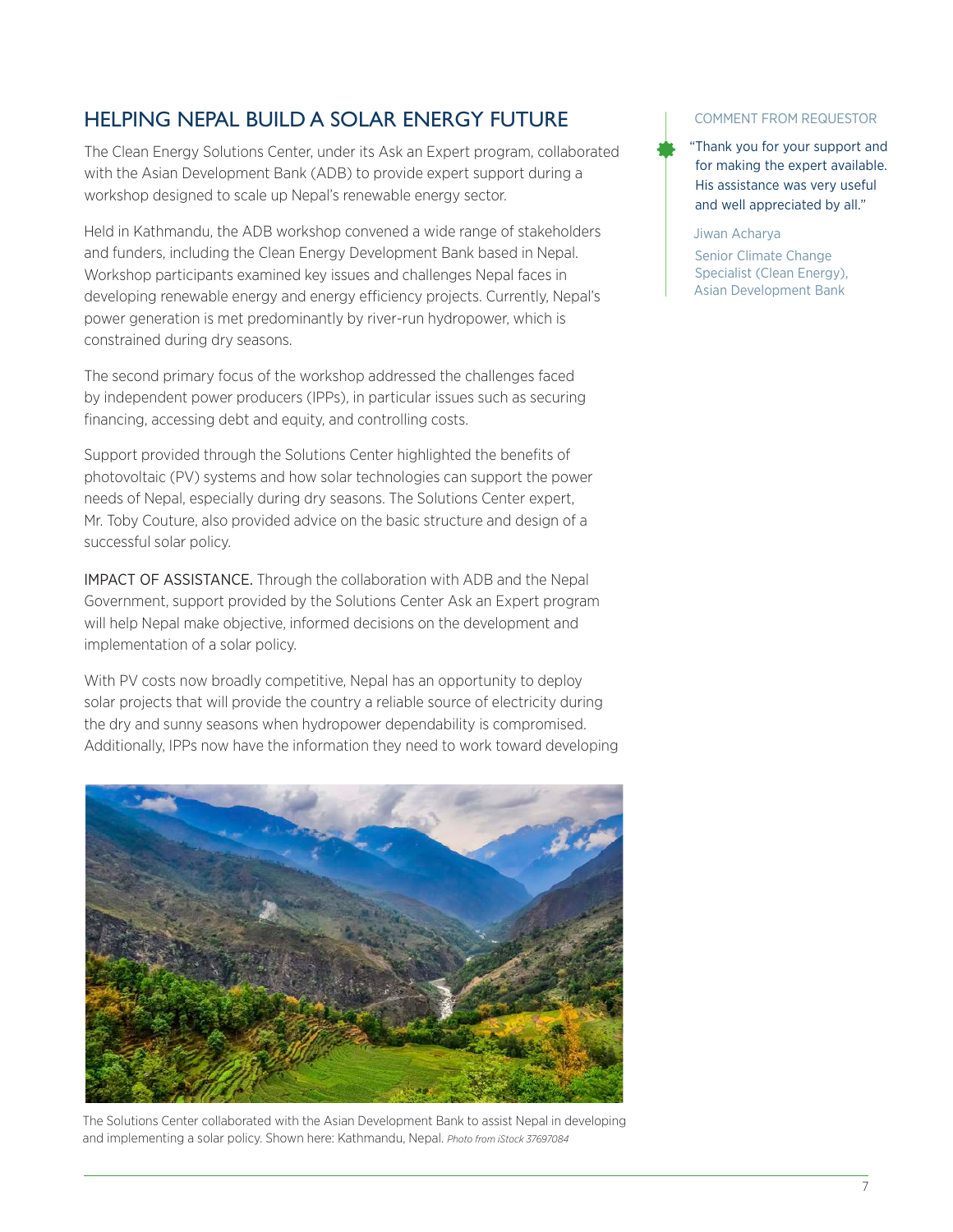## HELPING NEPAL BUILD A SOLAR ENERGY FUTURE

The Clean Energy Solutions Center, under its Ask an Expert program, collaborated with the Asian Development Bank (ADB) to provide expert support during a workshop designed to scale up Nepal's renewable energy sector.

Held in Kathmandu, the ADB workshop convened a wide range of stakeholders and funders, including the Clean Energy Development Bank based in Nepal. Workshop participants examined key issues and challenges Nepal faces in developing renewable energy and energy efficiency projects. Currently, Nepal's power generation is met predominantly by river-run hydropower, which is constrained during dry seasons.

The second primary focus of the workshop addressed the challenges faced by independent power producers (IPPs), in particular issues such as securing financing, accessing debt and equity, and controlling costs.

Support provided through the Solutions Center highlighted the benefits of photovoltaic (PV) systems and how solar technologies can support the power needs of Nepal, especially during dry seasons. The Solutions Center expert, Mr. Toby Couture, also provided advice on the basic structure and design of a successful solar policy.

IMPACT OF ASSISTANCE. Through the collaboration with ADB and the Nepal Government, support provided by the Solutions Center Ask an Expert program will help Nepal make objective, informed decisions on the development and implementation of a solar policy.

With PV costs now broadly competitive, Nepal has an opportunity to deploy solar projects that will provide the country a reliable source of electricity during the dry and sunny seasons when hydropower dependability is compromised. Additionally, IPPs now have the information they need to work toward developing

The Solutions Center collaborated with the Asian Development Bank to assist Nepal in developing and implementing a solar policy. Shown here: Kathmandu, Nepal. *Photo from iStock 37697084*

COMMENT FROM REQUESTOR

"Thank you for your support and for making the expert available. His assistance was very useful and well appreciated by all."

Jiwan Acharya

Senior Climate Change Specialist (Clean Energy), Asian Development Bank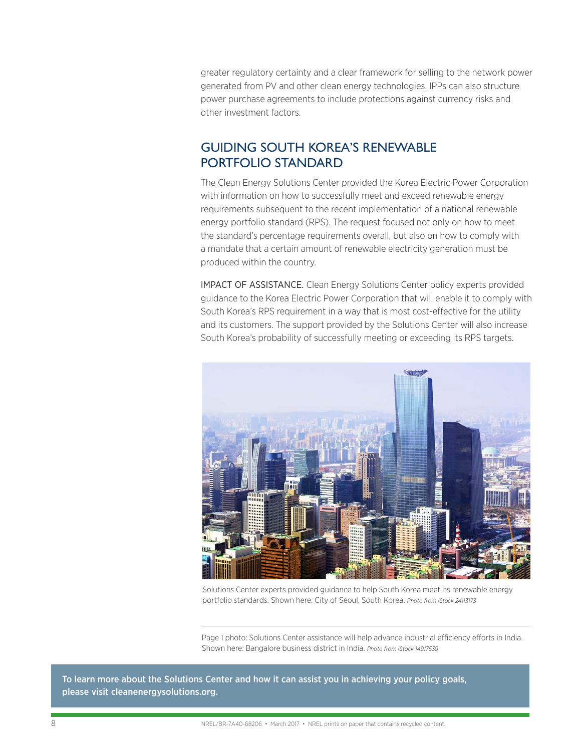greater regulatory certainty and a clear framework for selling to the network power generated from PV and other clean energy technologies. IPPs can also structure power purchase agreements to include protections against currency risks and other investment factors.

## GUIDING SOUTH KOREA'S RENEWABLE PORTFOLIO STANDARD

The Clean Energy Solutions Center provided the Korea Electric Power Corporation with information on how to successfully meet and exceed renewable energy requirements subsequent to the recent implementation of a national renewable energy portfolio standard (RPS). The request focused not only on how to meet the standard's percentage requirements overall, but also on how to comply with a mandate that a certain amount of renewable electricity generation must be produced within the country.

IMPACT OF ASSISTANCE. Clean Energy Solutions Center policy experts provided guidance to the Korea Electric Power Corporation that will enable it to comply with South Korea's RPS requirement in a way that is most cost-effective for the utility and its customers. The support provided by the Solutions Center will also increase South Korea's probability of successfully meeting or exceeding its RPS targets.

Solutions Center experts provided guidance to help South Korea meet its renewable energy portfolio standards. Shown here: City of Seoul, South Korea. *Photo from iStock 24113173*

---

Page 1 photo: Solutions Center assistance will help advance industrial efficiency efforts in India. Shown here: Bangalore business district in India. *Photo from iStock 14917539*

**To learn more about the Solutions Center and how it can assist you in achieving your policy goals, please visit cleanenergysolutions.org.**

NREL/BR-7A40-68206 • March 2017 • NREL prints on paper that contains recycled content.